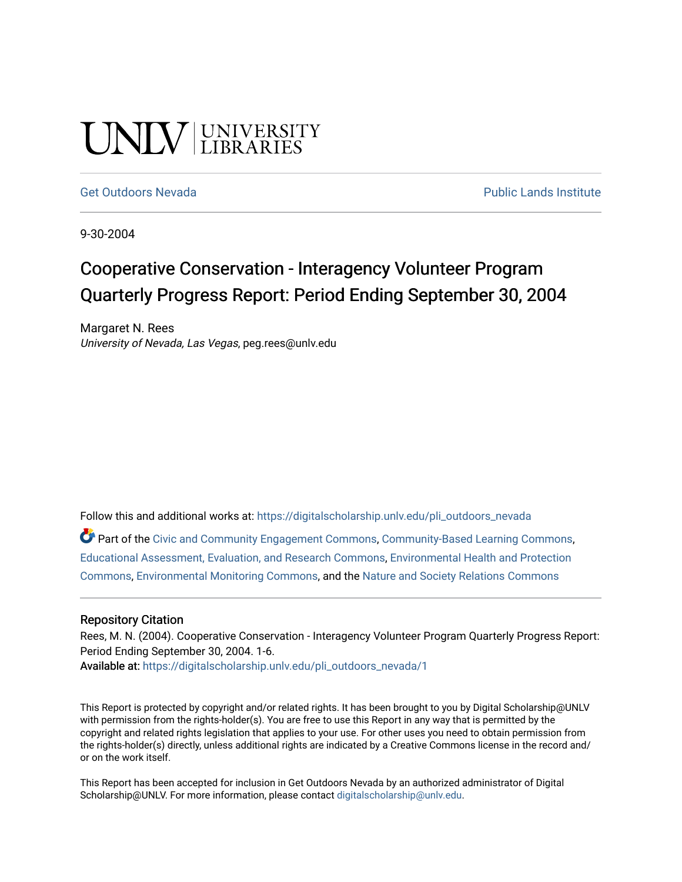UNLV | UNIVERSITY LIBRARIES

Get Outdoors Nevada

Public Lands Institute

9-30-2004

# Cooperative Conservation - Interagency Volunteer Program Quarterly Progress Report: Period Ending September 30, 2004

Margaret N. Rees
*University of Nevada, Las Vegas*, peg.rees@unlv.edu

Follow this and additional works at: https://digitalscholarship.unlv.edu/pli_outdoors_nevada

Part of the Civic and Community Engagement Commons, Community-Based Learning Commons, Educational Assessment, Evaluation, and Research Commons, Environmental Health and Protection Commons, Environmental Monitoring Commons, and the Nature and Society Relations Commons

## Repository Citation

Rees, M. N. (2004). Cooperative Conservation - Interagency Volunteer Program Quarterly Progress Report: Period Ending September 30, 2004. 1-6.
**Available at:** https://digitalscholarship.unlv.edu/pli_outdoors_nevada/1

This Report is protected by copyright and/or related rights. It has been brought to you by Digital Scholarship@UNLV with permission from the rights-holder(s). You are free to use this Report in any way that is permitted by the copyright and related rights legislation that applies to your use. For other uses you need to obtain permission from the rights-holder(s) directly, unless additional rights are indicated by a Creative Commons license in the record and/or on the work itself.

This Report has been accepted for inclusion in Get Outdoors Nevada by an authorized administrator of Digital Scholarship@UNLV. For more information, please contact digitalscholarship@unlv.edu.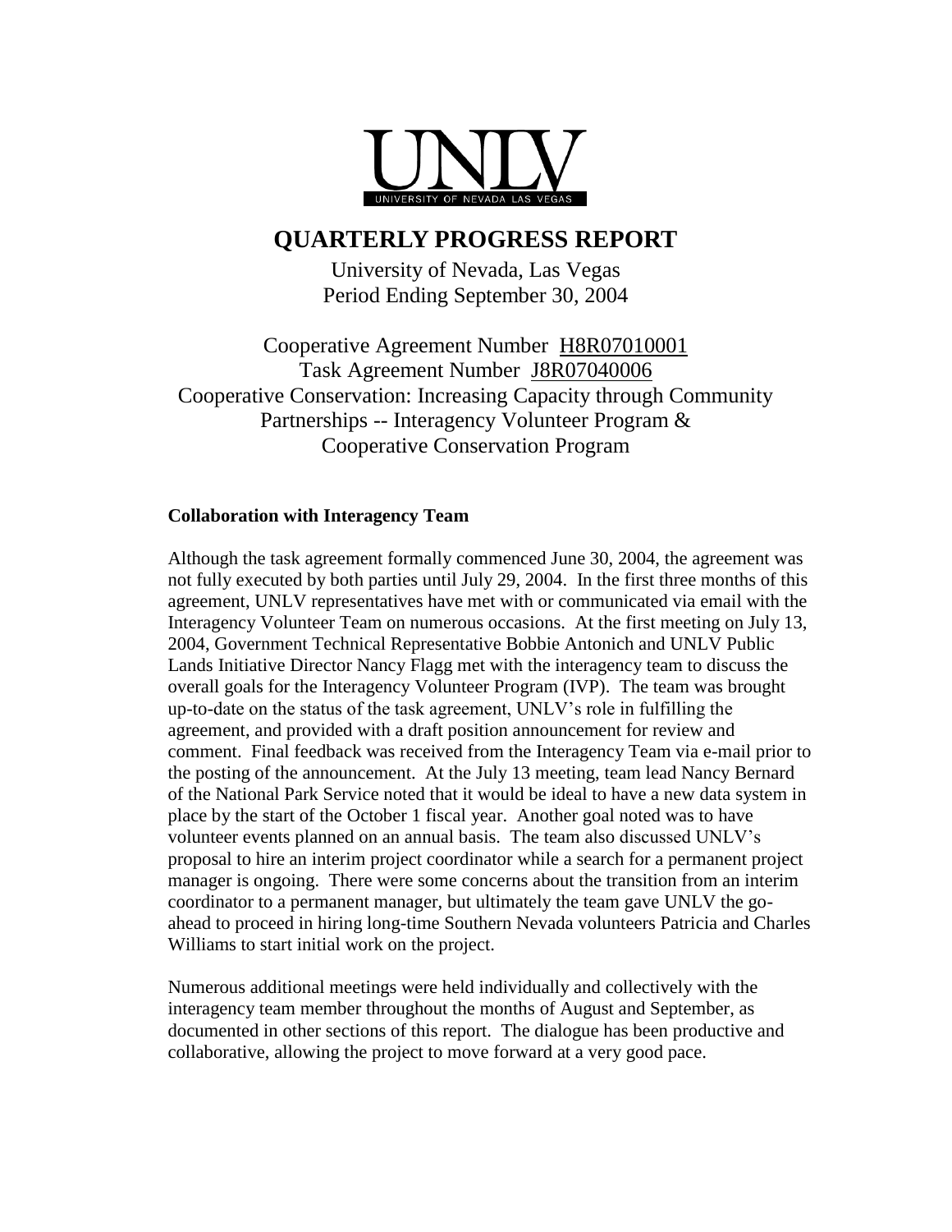# QUARTERLY PROGRESS REPORT

University of Nevada, Las Vegas
Period Ending September 30, 2004

Cooperative Agreement Number H8R07010001
Task Agreement Number J8R07040006
Cooperative Conservation: Increasing Capacity through Community Partnerships -- Interagency Volunteer Program & Cooperative Conservation Program

**Collaboration with Interagency Team**

Although the task agreement formally commenced June 30, 2004, the agreement was not fully executed by both parties until July 29, 2004. In the first three months of this agreement, UNLV representatives have met with or communicated via email with the Interagency Volunteer Team on numerous occasions. At the first meeting on July 13, 2004, Government Technical Representative Bobbie Antonich and UNLV Public Lands Initiative Director Nancy Flagg met with the interagency team to discuss the overall goals for the Interagency Volunteer Program (IVP). The team was brought up-to-date on the status of the task agreement, UNLV's role in fulfilling the agreement, and provided with a draft position announcement for review and comment. Final feedback was received from the Interagency Team via e-mail prior to the posting of the announcement. At the July 13 meeting, team lead Nancy Bernard of the National Park Service noted that it would be ideal to have a new data system in place by the start of the October 1 fiscal year. Another goal noted was to have volunteer events planned on an annual basis. The team also discussed UNLV's proposal to hire an interim project coordinator while a search for a permanent project manager is ongoing. There were some concerns about the transition from an interim coordinator to a permanent manager, but ultimately the team gave UNLV the go-ahead to proceed in hiring long-time Southern Nevada volunteers Patricia and Charles Williams to start initial work on the project.

Numerous additional meetings were held individually and collectively with the interagency team member throughout the months of August and September, as documented in other sections of this report. The dialogue has been productive and collaborative, allowing the project to move forward at a very good pace.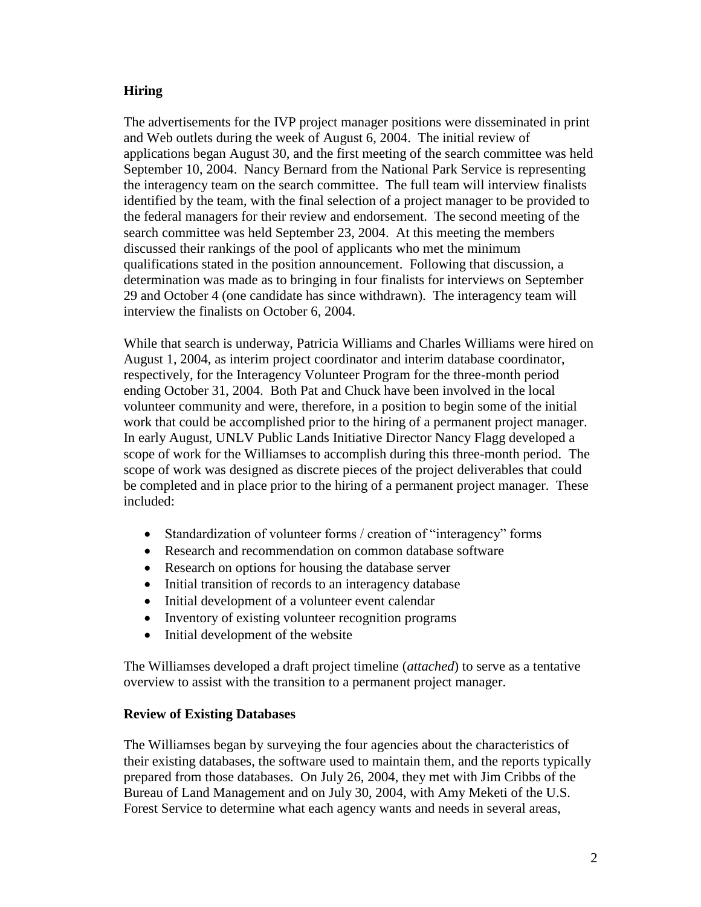## Hiring

The advertisements for the IVP project manager positions were disseminated in print and Web outlets during the week of August 6, 2004. The initial review of applications began August 30, and the first meeting of the search committee was held September 10, 2004. Nancy Bernard from the National Park Service is representing the interagency team on the search committee. The full team will interview finalists identified by the team, with the final selection of a project manager to be provided to the federal managers for their review and endorsement. The second meeting of the search committee was held September 23, 2004. At this meeting the members discussed their rankings of the pool of applicants who met the minimum qualifications stated in the position announcement. Following that discussion, a determination was made as to bringing in four finalists for interviews on September 29 and October 4 (one candidate has since withdrawn). The interagency team will interview the finalists on October 6, 2004.

While that search is underway, Patricia Williams and Charles Williams were hired on August 1, 2004, as interim project coordinator and interim database coordinator, respectively, for the Interagency Volunteer Program for the three-month period ending October 31, 2004. Both Pat and Chuck have been involved in the local volunteer community and were, therefore, in a position to begin some of the initial work that could be accomplished prior to the hiring of a permanent project manager. In early August, UNLV Public Lands Initiative Director Nancy Flagg developed a scope of work for the Williamses to accomplish during this three-month period. The scope of work was designed as discrete pieces of the project deliverables that could be completed and in place prior to the hiring of a permanent project manager. These included:

- Standardization of volunteer forms / creation of "interagency" forms
- Research and recommendation on common database software
- Research on options for housing the database server
- Initial transition of records to an interagency database
- Initial development of a volunteer event calendar
- Inventory of existing volunteer recognition programs
- Initial development of the website

The Williamses developed a draft project timeline (*attached*) to serve as a tentative overview to assist with the transition to a permanent project manager.

## Review of Existing Databases

The Williamses began by surveying the four agencies about the characteristics of their existing databases, the software used to maintain them, and the reports typically prepared from those databases. On July 26, 2004, they met with Jim Cribbs of the Bureau of Land Management and on July 30, 2004, with Amy Meketi of the U.S. Forest Service to determine what each agency wants and needs in several areas,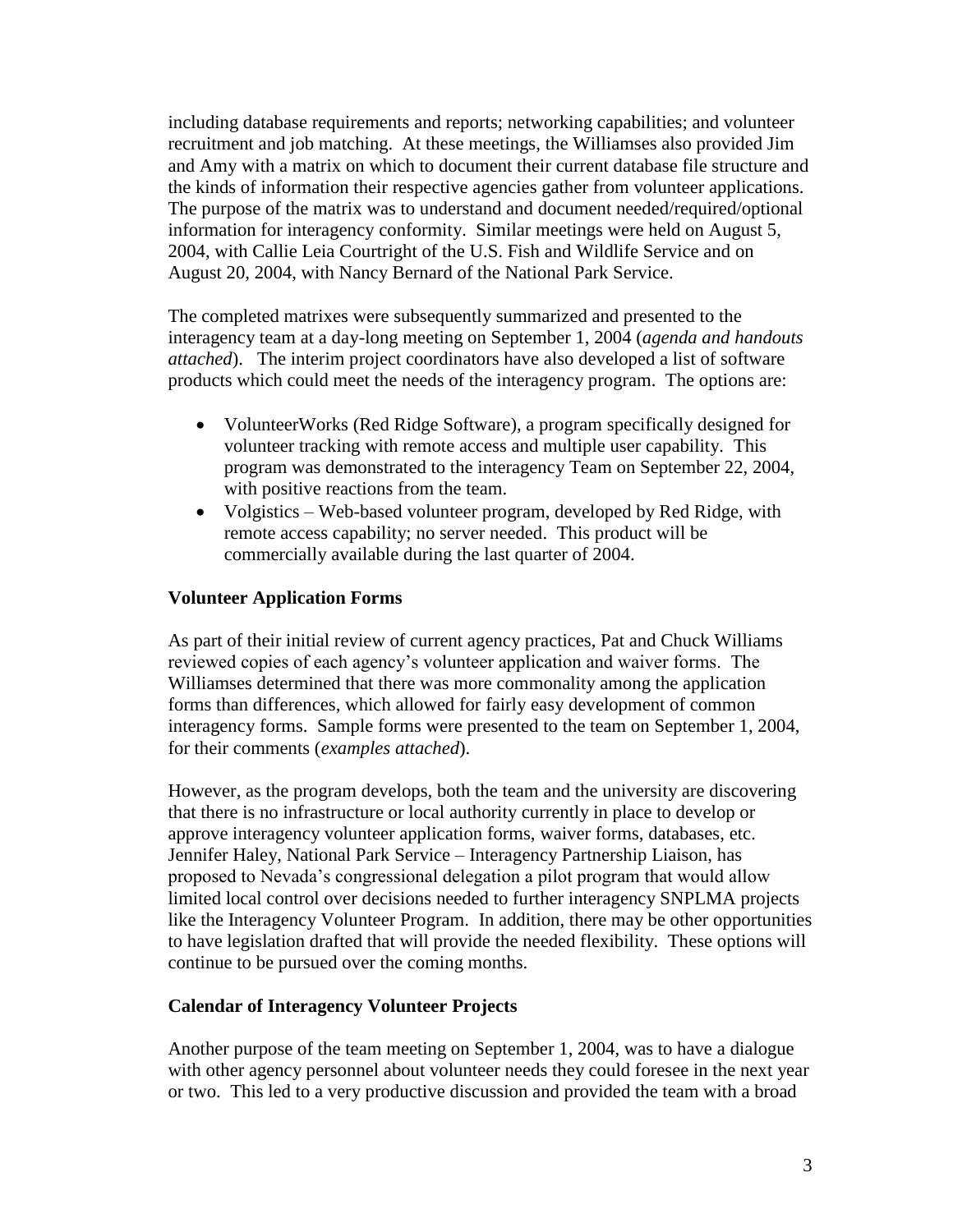including database requirements and reports; networking capabilities; and volunteer recruitment and job matching. At these meetings, the Williamses also provided Jim and Amy with a matrix on which to document their current database file structure and the kinds of information their respective agencies gather from volunteer applications. The purpose of the matrix was to understand and document needed/required/optional information for interagency conformity. Similar meetings were held on August 5, 2004, with Callie Leia Courtright of the U.S. Fish and Wildlife Service and on August 20, 2004, with Nancy Bernard of the National Park Service.

The completed matrixes were subsequently summarized and presented to the interagency team at a day-long meeting on September 1, 2004 (*agenda and handouts attached*). The interim project coordinators have also developed a list of software products which could meet the needs of the interagency program. The options are:

- VolunteerWorks (Red Ridge Software), a program specifically designed for volunteer tracking with remote access and multiple user capability. This program was demonstrated to the interagency Team on September 22, 2004, with positive reactions from the team.
- Volgistics – Web-based volunteer program, developed by Red Ridge, with remote access capability; no server needed. This product will be commercially available during the last quarter of 2004.

**Volunteer Application Forms**

As part of their initial review of current agency practices, Pat and Chuck Williams reviewed copies of each agency's volunteer application and waiver forms. The Williamses determined that there was more commonality among the application forms than differences, which allowed for fairly easy development of common interagency forms. Sample forms were presented to the team on September 1, 2004, for their comments (*examples attached*).

However, as the program develops, both the team and the university are discovering that there is no infrastructure or local authority currently in place to develop or approve interagency volunteer application forms, waiver forms, databases, etc. Jennifer Haley, National Park Service – Interagency Partnership Liaison, has proposed to Nevada's congressional delegation a pilot program that would allow limited local control over decisions needed to further interagency SNPLMA projects like the Interagency Volunteer Program. In addition, there may be other opportunities to have legislation drafted that will provide the needed flexibility. These options will continue to be pursued over the coming months.

**Calendar of Interagency Volunteer Projects**

Another purpose of the team meeting on September 1, 2004, was to have a dialogue with other agency personnel about volunteer needs they could foresee in the next year or two. This led to a very productive discussion and provided the team with a broad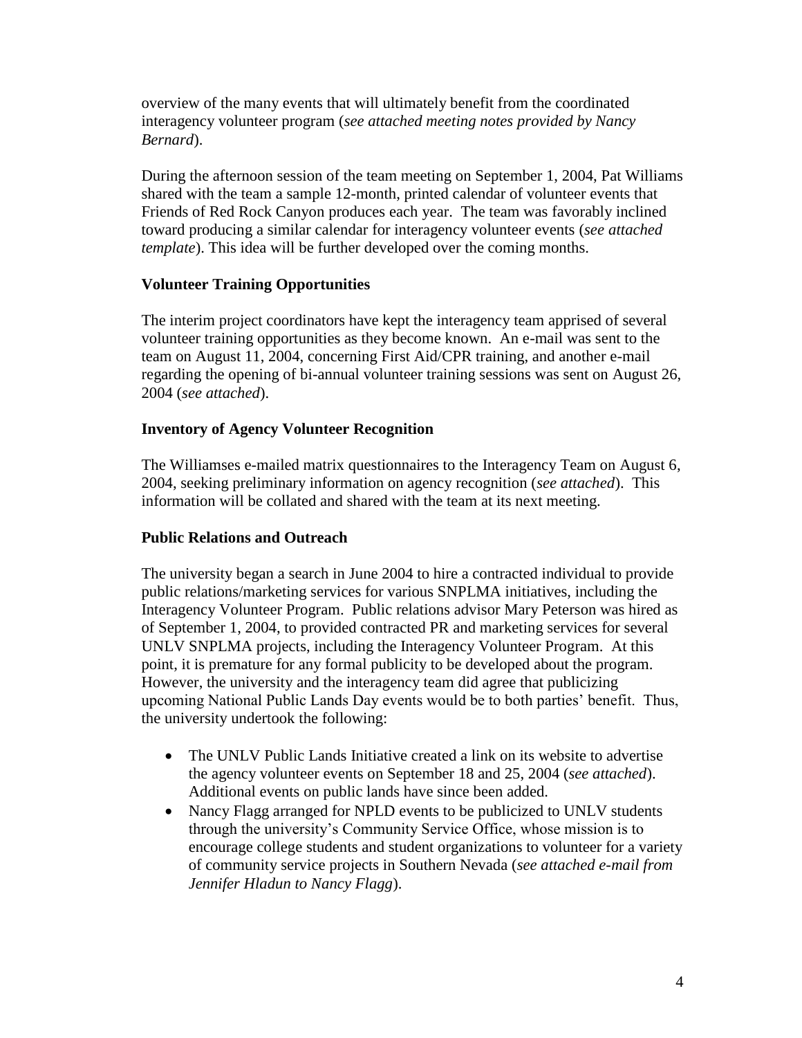overview of the many events that will ultimately benefit from the coordinated interagency volunteer program (*see attached meeting notes provided by Nancy Bernard*).

During the afternoon session of the team meeting on September 1, 2004, Pat Williams shared with the team a sample 12-month, printed calendar of volunteer events that Friends of Red Rock Canyon produces each year. The team was favorably inclined toward producing a similar calendar for interagency volunteer events (*see attached template*). This idea will be further developed over the coming months.

### Volunteer Training Opportunities

The interim project coordinators have kept the interagency team apprised of several volunteer training opportunities as they become known. An e-mail was sent to the team on August 11, 2004, concerning First Aid/CPR training, and another e-mail regarding the opening of bi-annual volunteer training sessions was sent on August 26, 2004 (*see attached*).

### Inventory of Agency Volunteer Recognition

The Williamses e-mailed matrix questionnaires to the Interagency Team on August 6, 2004, seeking preliminary information on agency recognition (*see attached*). This information will be collated and shared with the team at its next meeting.

### Public Relations and Outreach

The university began a search in June 2004 to hire a contracted individual to provide public relations/marketing services for various SNPLMA initiatives, including the Interagency Volunteer Program. Public relations advisor Mary Peterson was hired as of September 1, 2004, to provided contracted PR and marketing services for several UNLV SNPLMA projects, including the Interagency Volunteer Program. At this point, it is premature for any formal publicity to be developed about the program. However, the university and the interagency team did agree that publicizing upcoming National Public Lands Day events would be to both parties' benefit. Thus, the university undertook the following:

- The UNLV Public Lands Initiative created a link on its website to advertise the agency volunteer events on September 18 and 25, 2004 (*see attached*). Additional events on public lands have since been added.
- Nancy Flagg arranged for NPLD events to be publicized to UNLV students through the university's Community Service Office, whose mission is to encourage college students and student organizations to volunteer for a variety of community service projects in Southern Nevada (*see attached e-mail from Jennifer Hladun to Nancy Flagg*).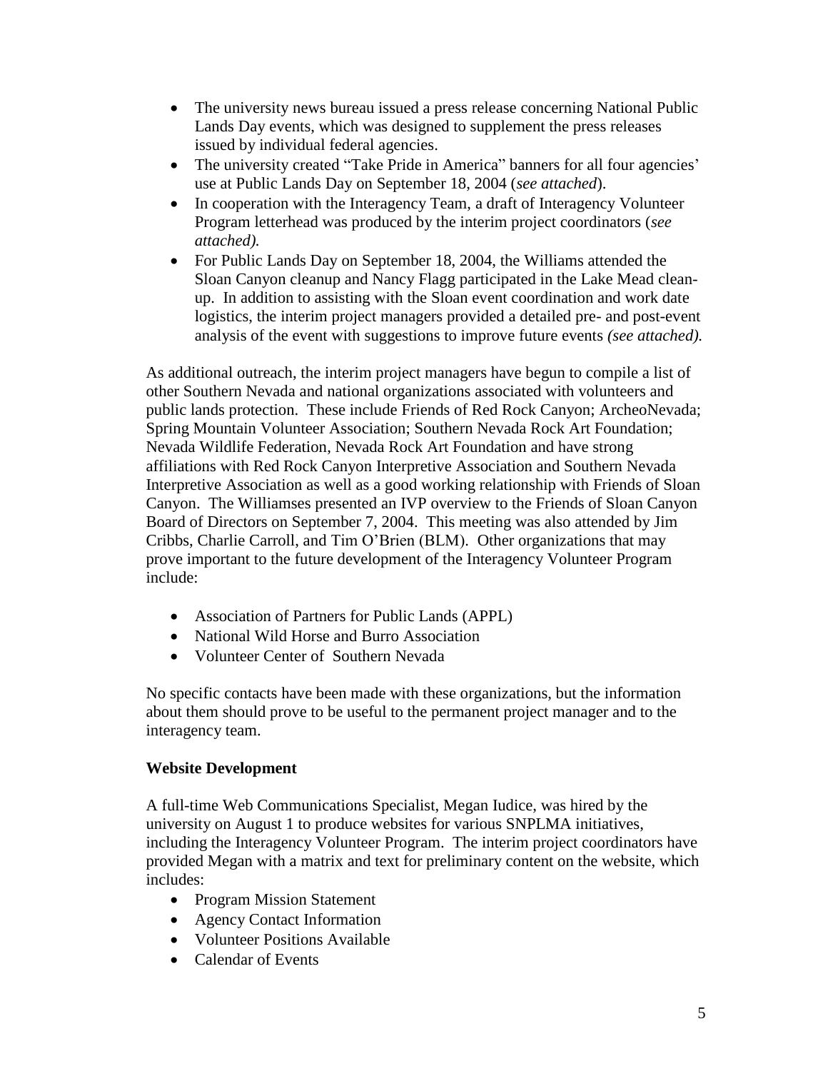- The university news bureau issued a press release concerning National Public Lands Day events, which was designed to supplement the press releases issued by individual federal agencies.
- The university created "Take Pride in America" banners for all four agencies' use at Public Lands Day on September 18, 2004 (*see attached*).
- In cooperation with the Interagency Team, a draft of Interagency Volunteer Program letterhead was produced by the interim project coordinators (*see attached).*
- For Public Lands Day on September 18, 2004, the Williams attended the Sloan Canyon cleanup and Nancy Flagg participated in the Lake Mead clean-up. In addition to assisting with the Sloan event coordination and work date logistics, the interim project managers provided a detailed pre- and post-event analysis of the event with suggestions to improve future events *(see attached).*

As additional outreach, the interim project managers have begun to compile a list of other Southern Nevada and national organizations associated with volunteers and public lands protection. These include Friends of Red Rock Canyon; ArcheoNevada; Spring Mountain Volunteer Association; Southern Nevada Rock Art Foundation; Nevada Wildlife Federation, Nevada Rock Art Foundation and have strong affiliations with Red Rock Canyon Interpretive Association and Southern Nevada Interpretive Association as well as a good working relationship with Friends of Sloan Canyon. The Williamses presented an IVP overview to the Friends of Sloan Canyon Board of Directors on September 7, 2004. This meeting was also attended by Jim Cribbs, Charlie Carroll, and Tim O'Brien (BLM). Other organizations that may prove important to the future development of the Interagency Volunteer Program include:

- Association of Partners for Public Lands (APPL)
- National Wild Horse and Burro Association
- Volunteer Center of Southern Nevada

No specific contacts have been made with these organizations, but the information about them should prove to be useful to the permanent project manager and to the interagency team.

**Website Development**

A full-time Web Communications Specialist, Megan Iudice, was hired by the university on August 1 to produce websites for various SNPLMA initiatives, including the Interagency Volunteer Program. The interim project coordinators have provided Megan with a matrix and text for preliminary content on the website, which includes:

- Program Mission Statement
- Agency Contact Information
- Volunteer Positions Available
- Calendar of Events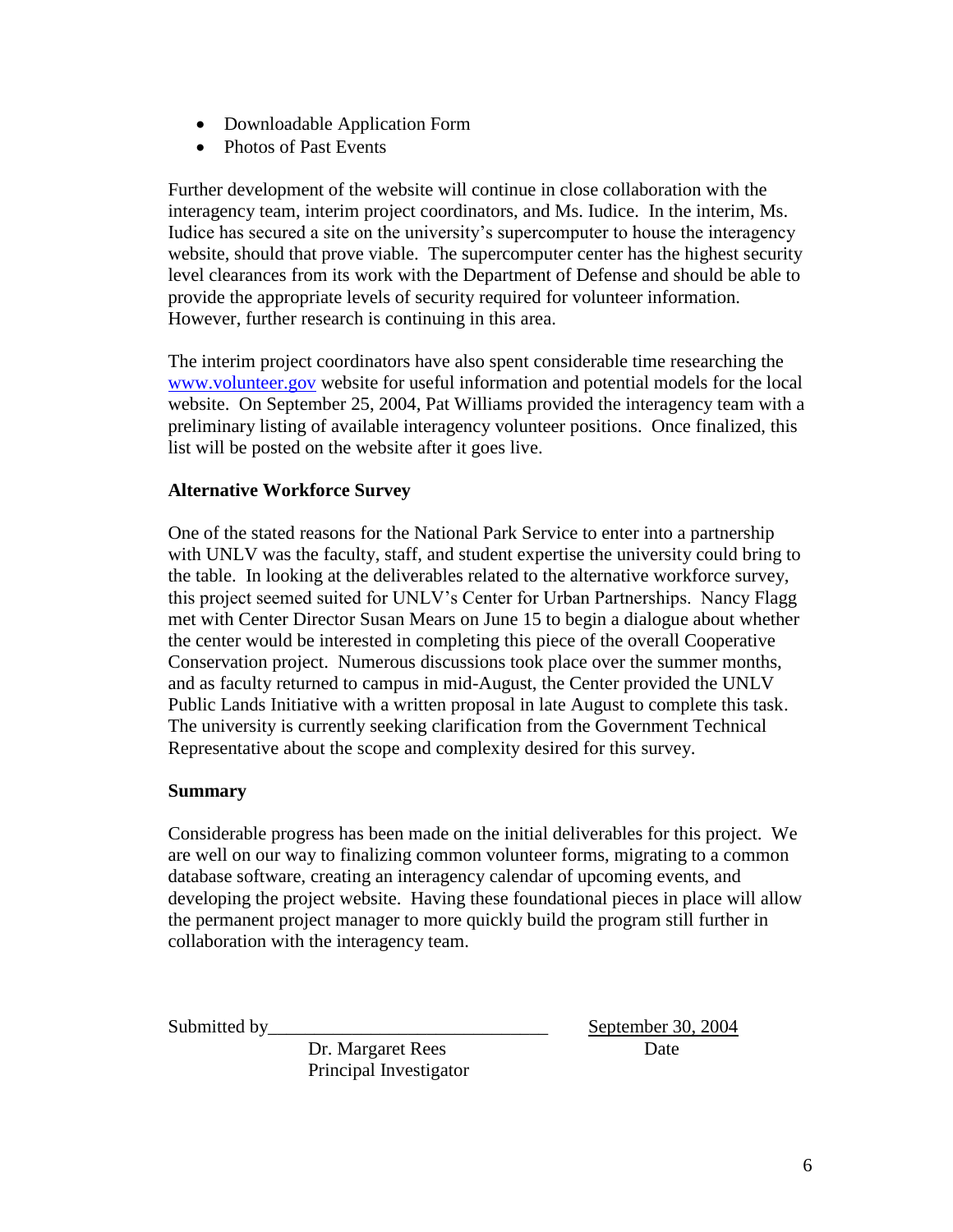- Downloadable Application Form
- Photos of Past Events

Further development of the website will continue in close collaboration with the interagency team, interim project coordinators, and Ms. Iudice. In the interim, Ms. Iudice has secured a site on the university's supercomputer to house the interagency website, should that prove viable. The supercomputer center has the highest security level clearances from its work with the Department of Defense and should be able to provide the appropriate levels of security required for volunteer information. However, further research is continuing in this area.

The interim project coordinators have also spent considerable time researching the www.volunteer.gov website for useful information and potential models for the local website. On September 25, 2004, Pat Williams provided the interagency team with a preliminary listing of available interagency volunteer positions. Once finalized, this list will be posted on the website after it goes live.

**Alternative Workforce Survey**

One of the stated reasons for the National Park Service to enter into a partnership with UNLV was the faculty, staff, and student expertise the university could bring to the table. In looking at the deliverables related to the alternative workforce survey, this project seemed suited for UNLV's Center for Urban Partnerships. Nancy Flagg met with Center Director Susan Mears on June 15 to begin a dialogue about whether the center would be interested in completing this piece of the overall Cooperative Conservation project. Numerous discussions took place over the summer months, and as faculty returned to campus in mid-August, the Center provided the UNLV Public Lands Initiative with a written proposal in late August to complete this task. The university is currently seeking clarification from the Government Technical Representative about the scope and complexity desired for this survey.

**Summary**

Considerable progress has been made on the initial deliverables for this project. We are well on our way to finalizing common volunteer forms, migrating to a common database software, creating an interagency calendar of upcoming events, and developing the project website. Having these foundational pieces in place will allow the permanent project manager to more quickly build the program still further in collaboration with the interagency team.

Submitted by______________________________ September 30, 2004

Dr. Margaret Rees — Date

Principal Investigator